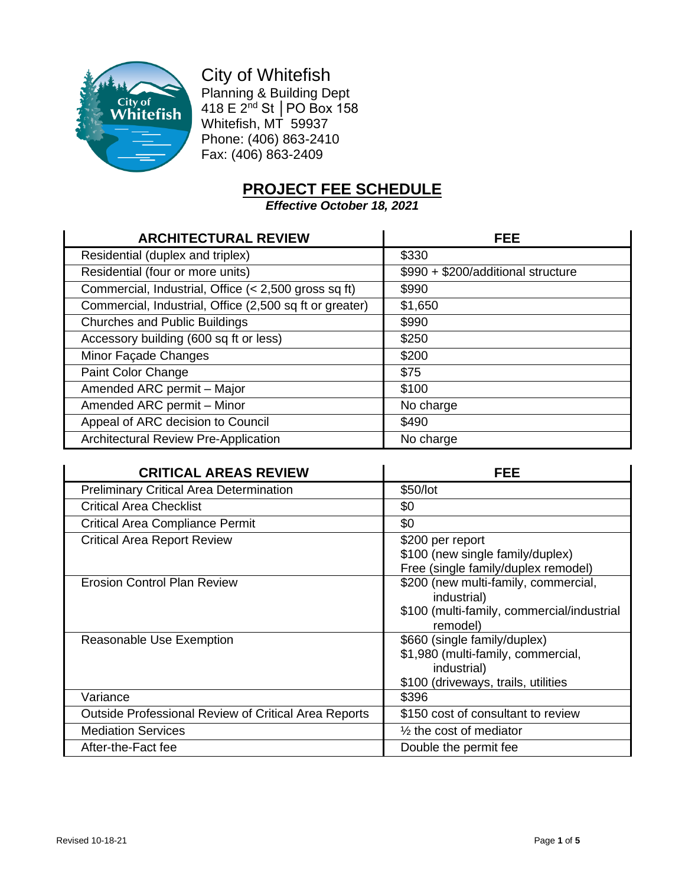# City of Whitefish

Planning & Building Dept
418 E 2nd St │PO Box 158
Whitefish, MT 59937
Phone: (406) 863-2410
Fax: (406) 863-2409

## PROJECT FEE SCHEDULE

***Effective October 18, 2021***

| ARCHITECTURAL REVIEW | FEE |
|---|---|
| Residential (duplex and triplex) | $330 |
| Residential (four or more units) | $990 + $200/additional structure |
| Commercial, Industrial, Office (< 2,500 gross sq ft) | $990 |
| Commercial, Industrial, Office (2,500 sq ft or greater) | $1,650 |
| Churches and Public Buildings | $990 |
| Accessory building (600 sq ft or less) | $250 |
| Minor Façade Changes | $200 |
| Paint Color Change | $75 |
| Amended ARC permit – Major | $100 |
| Amended ARC permit – Minor | No charge |
| Appeal of ARC decision to Council | $490 |
| Architectural Review Pre-Application | No charge |

| CRITICAL AREAS REVIEW | FEE |
|---|---|
| Preliminary Critical Area Determination | $50/lot |
| Critical Area Checklist | $0 |
| Critical Area Compliance Permit | $0 |
| Critical Area Report Review | $200 per report<br>$100 (new single family/duplex)<br>Free (single family/duplex remodel) |
| Erosion Control Plan Review | $200 (new multi-family, commercial, industrial)<br>$100 (multi-family, commercial/industrial remodel) |
| Reasonable Use Exemption | $660 (single family/duplex)<br>$1,980 (multi-family, commercial, industrial)<br>$100 (driveways, trails, utilities |
| Variance | $396 |
| Outside Professional Review of Critical Area Reports | $150 cost of consultant to review |
| Mediation Services | ½ the cost of mediator |
| After-the-Fact fee | Double the permit fee |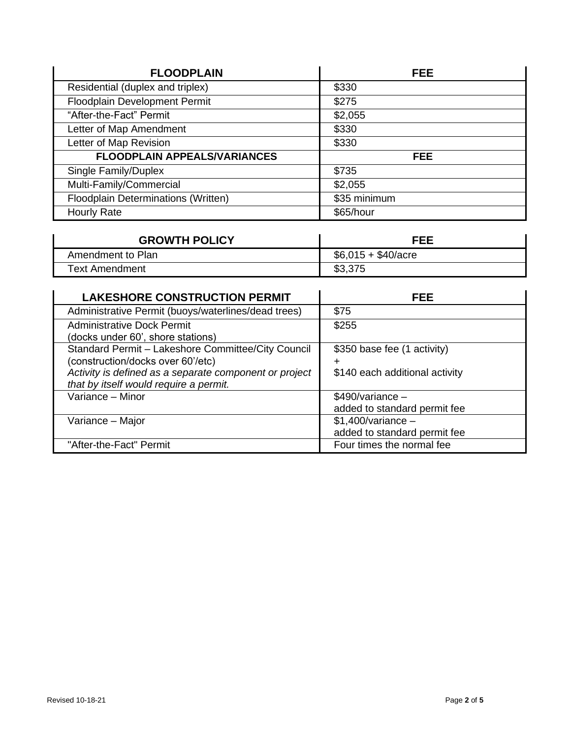| FLOODPLAIN | FEE |
|---|---|
| Residential (duplex and triplex) | $330 |
| Floodplain Development Permit | $275 |
| "After-the-Fact" Permit | $2,055 |
| Letter of Map Amendment | $330 |
| Letter of Map Revision | $330 |
| **FLOODPLAIN APPEALS/VARIANCES** | **FEE** |
| Single Family/Duplex | $735 |
| Multi-Family/Commercial | $2,055 |
| Floodplain Determinations (Written) | $35 minimum |
| Hourly Rate | $65/hour |

| GROWTH POLICY | FEE |
|---|---|
| Amendment to Plan | $6,015 + $40/acre |
| Text Amendment | $3,375 |

| LAKESHORE CONSTRUCTION PERMIT | FEE |
|---|---|
| Administrative Permit (buoys/waterlines/dead trees) | $75 |
| Administrative Dock Permit (docks under 60', shore stations) | $255 |
| Standard Permit – Lakeshore Committee/City Council (construction/docks over 60'/etc) *Activity is defined as a separate component or project that by itself would require a permit.* | $350 base fee (1 activity) + $140 each additional activity |
| Variance – Minor | $490/variance – added to standard permit fee |
| Variance – Major | $1,400/variance – added to standard permit fee |
| "After-the-Fact" Permit | Four times the normal fee |

Revised 10-18-21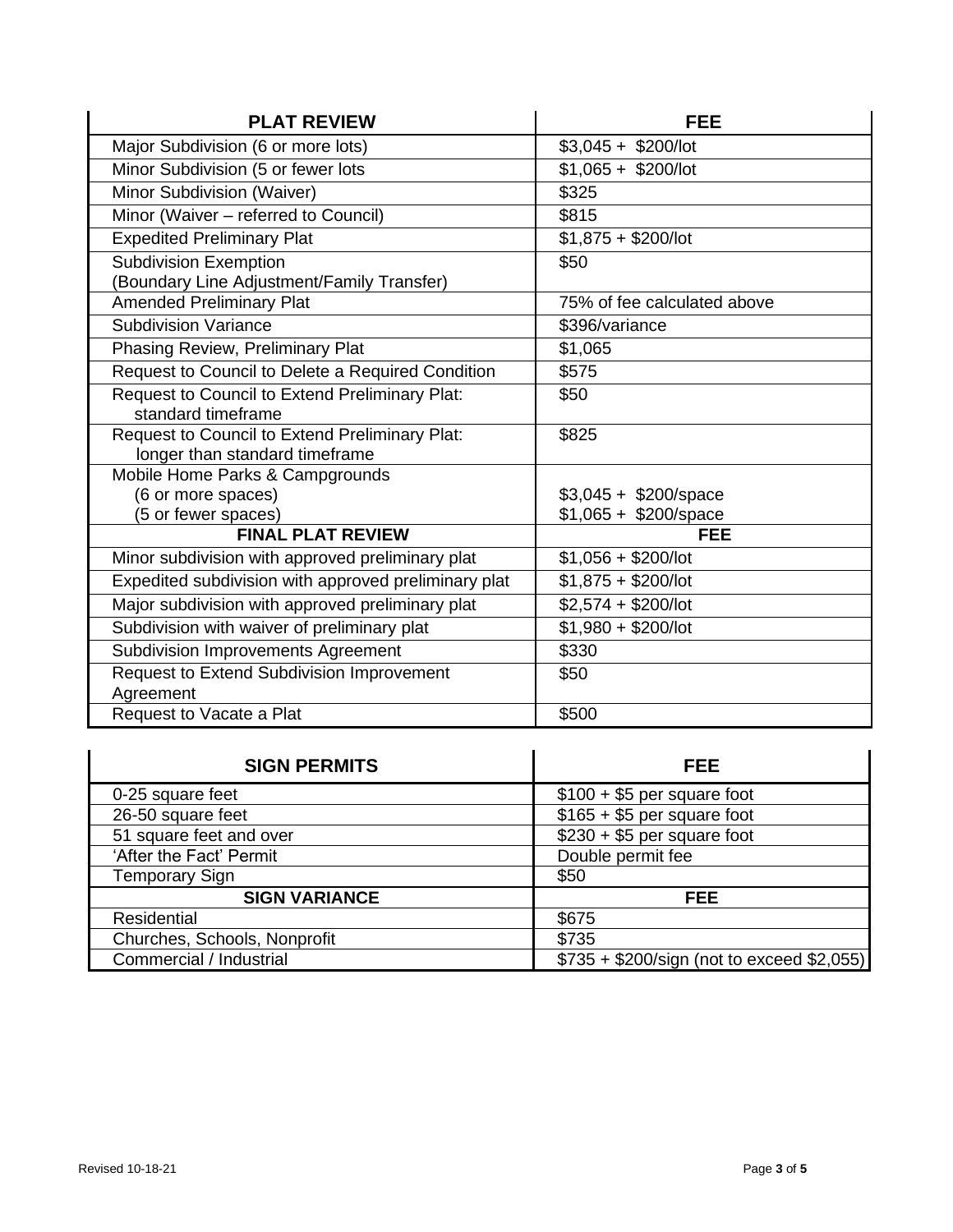| PLAT REVIEW | FEE |
| --- | --- |
| Major Subdivision (6 or more lots) | $3,045 + $200/lot |
| Minor Subdivision (5 or fewer lots | $1,065 + $200/lot |
| Minor Subdivision (Waiver) | $325 |
| Minor (Waiver – referred to Council) | $815 |
| Expedited Preliminary Plat | $1,875 + $200/lot |
| Subdivision Exemption (Boundary Line Adjustment/Family Transfer) | $50 |
| Amended Preliminary Plat | 75% of fee calculated above |
| Subdivision Variance | $396/variance |
| Phasing Review, Preliminary Plat | $1,065 |
| Request to Council to Delete a Required Condition | $575 |
| Request to Council to Extend Preliminary Plat: standard timeframe | $50 |
| Request to Council to Extend Preliminary Plat: longer than standard timeframe | $825 |
| Mobile Home Parks & Campgrounds | |
| (6 or more spaces) | $3,045 + $200/space |
| (5 or fewer spaces) | $1,065 + $200/space |
| **FINAL PLAT REVIEW** | **FEE** |
| Minor subdivision with approved preliminary plat | $1,056 + $200/lot |
| Expedited subdivision with approved preliminary plat | $1,875 + $200/lot |
| Major subdivision with approved preliminary plat | $2,574 + $200/lot |
| Subdivision with waiver of preliminary plat | $1,980 + $200/lot |
| Subdivision Improvements Agreement | $330 |
| Request to Extend Subdivision Improvement Agreement | $50 |
| Request to Vacate a Plat | $500 |

| SIGN PERMITS | FEE |
| --- | --- |
| 0-25 square feet | $100 + $5 per square foot |
| 26-50 square feet | $165 + $5 per square foot |
| 51 square feet and over | $230 + $5 per square foot |
| 'After the Fact' Permit | Double permit fee |
| Temporary Sign | $50 |
| **SIGN VARIANCE** | **FEE** |
| Residential | $675 |
| Churches, Schools, Nonprofit | $735 |
| Commercial / Industrial | $735 + $200/sign (not to exceed $2,055) |

Revised 10-18-21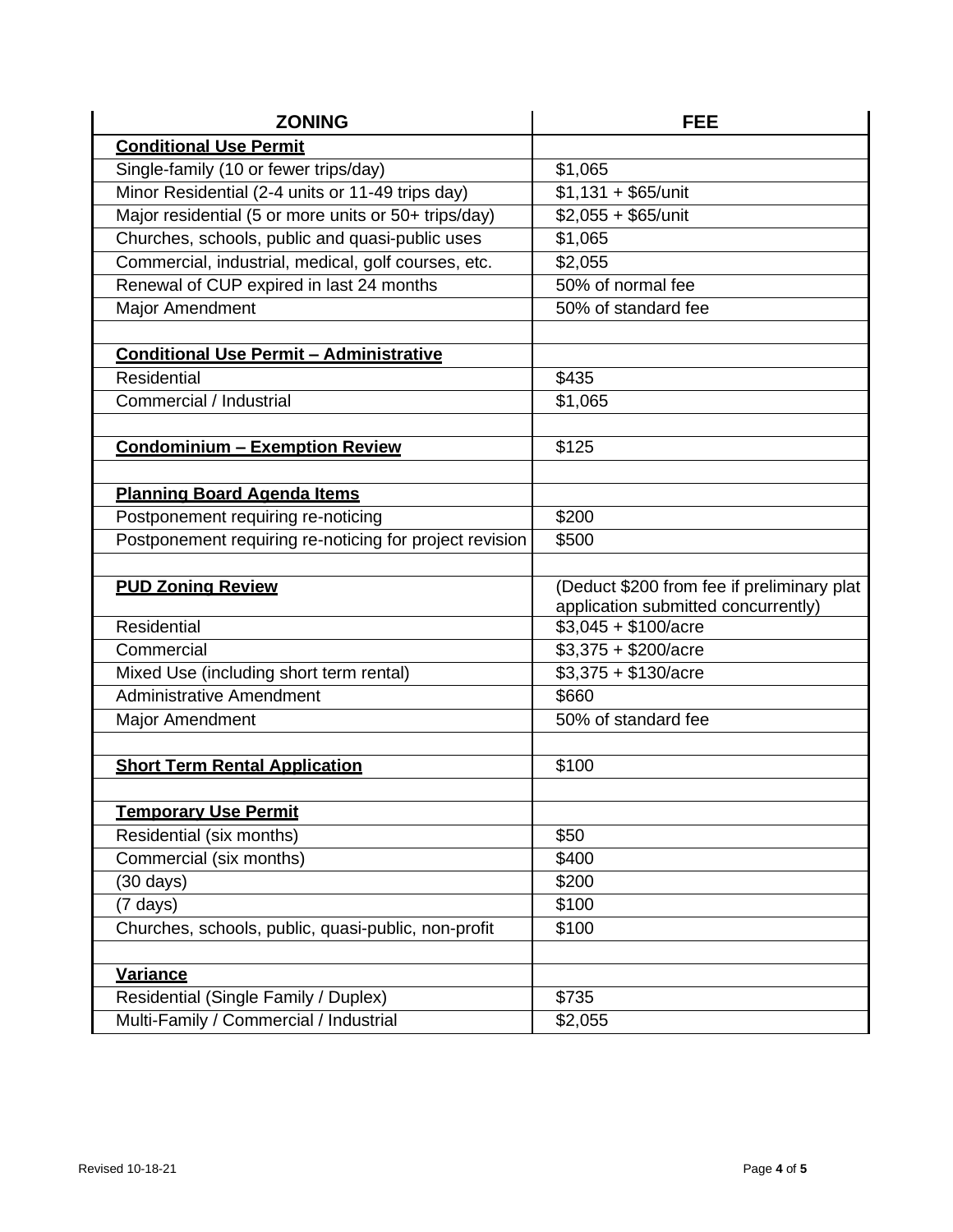| ZONING | FEE |
| --- | --- |
| **Conditional Use Permit** | |
| Single-family (10 or fewer trips/day) | $1,065 |
| Minor Residential (2-4 units or 11-49 trips day) | $1,131 + $65/unit |
| Major residential (5 or more units or 50+ trips/day) | $2,055 + $65/unit |
| Churches, schools, public and quasi-public uses | $1,065 |
| Commercial, industrial, medical, golf courses, etc. | $2,055 |
| Renewal of CUP expired in last 24 months | 50% of normal fee |
| Major Amendment | 50% of standard fee |
| | |
| **Conditional Use Permit – Administrative** | |
| Residential | $435 |
| Commercial / Industrial | $1,065 |
| | |
| **Condominium – Exemption Review** | $125 |
| | |
| **Planning Board Agenda Items** | |
| Postponement requiring re-noticing | $200 |
| Postponement requiring re-noticing for project revision | $500 |
| | |
| **PUD Zoning Review** | (Deduct $200 from fee if preliminary plat application submitted concurrently) |
| Residential | $3,045 + $100/acre |
| Commercial | $3,375 + $200/acre |
| Mixed Use (including short term rental) | $3,375 + $130/acre |
| Administrative Amendment | $660 |
| Major Amendment | 50% of standard fee |
| | |
| **Short Term Rental Application** | $100 |
| | |
| **Temporary Use Permit** | |
| Residential (six months) | $50 |
| Commercial (six months) | $400 |
| (30 days) | $200 |
| (7 days) | $100 |
| Churches, schools, public, quasi-public, non-profit | $100 |
| | |
| **Variance** | |
| Residential (Single Family / Duplex) | $735 |
| Multi-Family / Commercial / Industrial | $2,055 |

Revised 10-18-21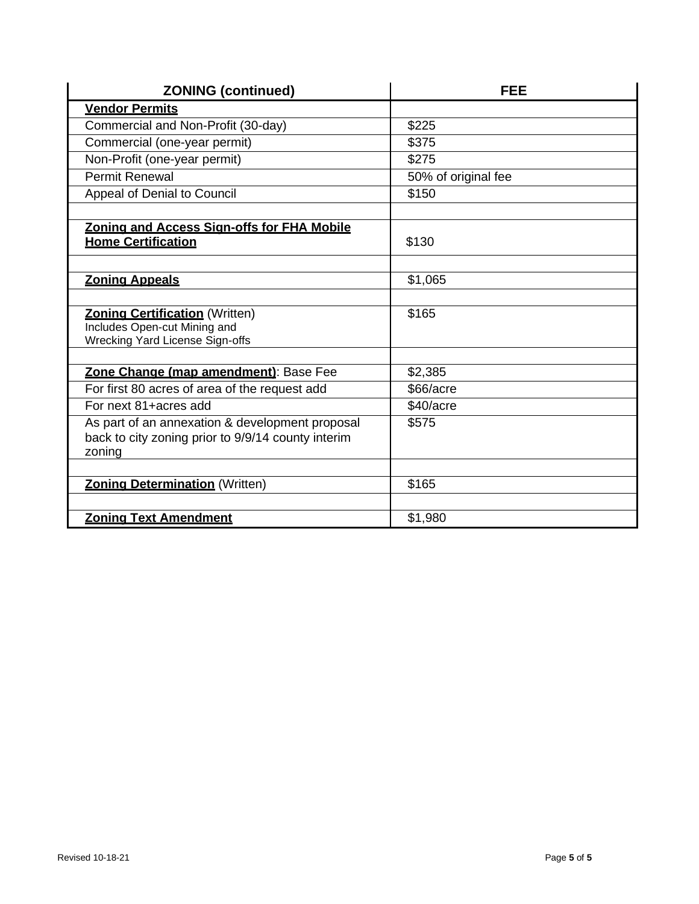| ZONING (continued) | FEE |
|---|---|
| **Vendor Permits** | |
| Commercial and Non-Profit (30-day) | $225 |
| Commercial (one-year permit) | $375 |
| Non-Profit (one-year permit) | $275 |
| Permit Renewal | 50% of original fee |
| Appeal of Denial to Council | $150 |
| | |
| **Zoning and Access Sign-offs for FHA Mobile Home Certification** | $130 |
| | |
| **Zoning Appeals** | $1,065 |
| | |
| **Zoning Certification** (Written) Includes Open-cut Mining and Wrecking Yard License Sign-offs | $165 |
| | |
| **Zone Change (map amendment)**: Base Fee | $2,385 |
| For first 80 acres of area of the request add | $66/acre |
| For next 81+acres add | $40/acre |
| As part of an annexation & development proposal back to city zoning prior to 9/9/14 county interim zoning | $575 |
| | |
| **Zoning Determination** (Written) | $165 |
| | |
| **Zoning Text Amendment** | $1,980 |

Revised 10-18-21